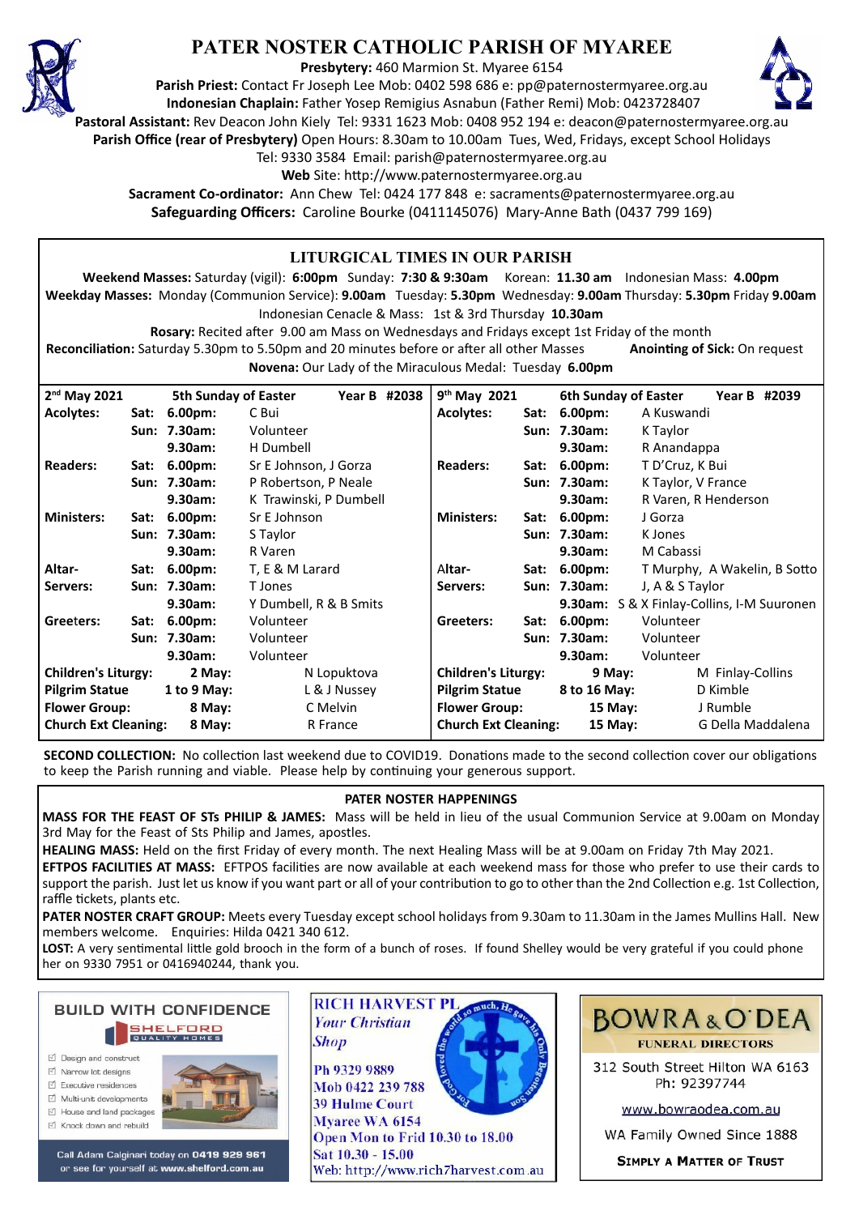# PATER NOSTER CATHOLIC PARISH OF MYAREE

**Presbytery:** 460 Marmion St. Myaree 6154
**Parish Priest:** Contact Fr Joseph Lee Mob: 0402 598 686 e: pp@paternostermyaree.org.au
**Indonesian Chaplain:** Father Yosep Remigius Asnabun (Father Remi) Mob: 0423728407
**Pastoral Assistant:** Rev Deacon John Kiely Tel: 9331 1623 Mob: 0408 952 194 e: deacon@paternostermyaree.org.au
**Parish Office (rear of Presbytery)** Open Hours: 8.30am to 10.00am Tues, Wed, Fridays, except School Holidays
Tel: 9330 3584 Email: parish@paternostermyaree.org.au
**Web** Site: http://www.paternostermyaree.org.au
**Sacrament Co-ordinator:** Ann Chew Tel: 0424 177 848 e: sacraments@paternostermyaree.org.au
**Safeguarding Officers:** Caroline Bourke (0411145076) Mary-Anne Bath (0437 799 169)

## LITURGICAL TIMES IN OUR PARISH

**Weekend Masses:** Saturday (vigil): **6:00pm** Sunday: **7:30 & 9:30am** Korean: **11.30 am** Indonesian Mass: **4.00pm**
**Weekday Masses:** Monday (Communion Service): **9.00am** Tuesday: **5.30pm** Wednesday: **9.00am** Thursday: **5.30pm** Friday **9.00am**
Indonesian Cenacle & Mass: 1st & 3rd Thursday **10.30am**
**Rosary:** Recited after 9.00 am Mass on Wednesdays and Fridays except 1st Friday of the month
**Reconciliation:** Saturday 5.30pm to 5.50pm and 20 minutes before or after all other Masses **Anointing of Sick:** On request
**Novena:** Our Lady of the Miraculous Medal: Tuesday **6.00pm**

| **2nd May 2021** | | | **5th Sunday of Easter** Year B #2038 | **9th May 2021** | | | **6th Sunday of Easter** Year B #2039 |
|---|---|---|---|---|---|---|---|
| **Acolytes:** | **Sat:** | **6.00pm:** | C Bui | **Acolytes:** | **Sat:** | **6.00pm:** | A Kuswandi |
| | **Sun:** | **7.30am:** | Volunteer | | **Sun:** | **7.30am:** | K Taylor |
| | | **9.30am:** | H Dumbell | | | **9.30am:** | R Anandappa |
| **Readers:** | **Sat:** | **6.00pm:** | Sr E Johnson, J Gorza | **Readers:** | **Sat:** | **6.00pm:** | T D'Cruz, K Bui |
| | **Sun:** | **7.30am:** | P Robertson, P Neale | | **Sun:** | **7.30am:** | K Taylor, V France |
| | | **9.30am:** | K Trawinski, P Dumbell | | | **9.30am:** | R Varen, R Henderson |
| **Ministers:** | **Sat:** | **6.00pm:** | Sr E Johnson | **Ministers:** | **Sat:** | **6.00pm:** | J Gorza |
| | **Sun:** | **7.30am:** | S Taylor | | **Sun:** | **7.30am:** | K Jones |
| | | **9.30am:** | R Varen | | | **9.30am:** | M Cabassi |
| **Altar-** | **Sat:** | **6.00pm:** | T, E & M Larard | Altar- | **Sat:** | **6.00pm:** | T Murphy, A Wakelin, B Sotto |
| **Servers:** | **Sun:** | **7.30am:** | T Jones | **Servers:** | **Sun:** | **7.30am:** | J, A & S Taylor |
| | | **9.30am:** | Y Dumbell, R & B Smits | | | **9.30am:** | S & X Finlay-Collins, I-M Suuronen |
| **Greeters:** | **Sat:** | **6.00pm:** | Volunteer | **Greeters:** | **Sat:** | **6.00pm:** | Volunteer |
| | **Sun:** | **7.30am:** | Volunteer | | **Sun:** | **7.30am:** | Volunteer |
| | | **9.30am:** | Volunteer | | | **9.30am:** | Volunteer |
| **Children's Liturgy:** | | **2 May:** | N Lopuktova | **Children's Liturgy:** | | **9 May:** | M Finlay-Collins |
| **Pilgrim Statue** | | **1 to 9 May:** | L & J Nussey | **Pilgrim Statue** | | **8 to 16 May:** | D Kimble |
| **Flower Group:** | | **8 May:** | C Melvin | **Flower Group:** | | **15 May:** | J Rumble |
| **Church Ext Cleaning:** | | **8 May:** | R France | **Church Ext Cleaning:** | | **15 May:** | G Della Maddalena |

**SECOND COLLECTION:** No collection last weekend due to COVID19. Donations made to the second collection cover our obligations to keep the Parish running and viable. Please help by continuing your generous support.

## PATER NOSTER HAPPENINGS

**MASS FOR THE FEAST OF STs PHILIP & JAMES:** Mass will be held in lieu of the usual Communion Service at 9.00am on Monday 3rd May for the Feast of Sts Philip and James, apostles.

**HEALING MASS:** Held on the first Friday of every month. The next Healing Mass will be at 9.00am on Friday 7th May 2021.

**EFTPOS FACILITIES AT MASS:** EFTPOS facilities are now available at each weekend mass for those who prefer to use their cards to support the parish. Just let us know if you want part or all of your contribution to go to other than the 2nd Collection e.g. 1st Collection, raffle tickets, plants etc.

**PATER NOSTER CRAFT GROUP:** Meets every Tuesday except school holidays from 9.30am to 11.30am in the James Mullins Hall. New members welcome. Enquiries: Hilda 0421 340 612.

**LOST:** A very sentimental little gold brooch in the form of a bunch of roses. If found Shelley would be very grateful if you could phone her on 9330 7951 or 0416940244, thank you.

**BUILD WITH CONFIDENCE**
SHELFORD QUALITY HOMES
- Design and construct
- Narrow lot designs
- Executive residences
- Multi-unit developments
- House and land packages
- Knock down and rebuild

Call Adam Calginari today on 0419 929 961 or see for yourself at www.shelford.com.au

**RICH HARVEST PL**
*Your Christian Shop*
Ph 9329 9889
Mob 0422 239 788
39 Hulme Court
Myaree WA 6154
Open Mon to Frid 10.30 to 18.00
Sat 10.30 - 15.00
Web: http://www.rich7harvest.com.au

**BOWRA & O'DEA**
FUNERAL DIRECTORS
312 South Street Hilton WA 6163
Ph: 92397744
www.bowraodea.com.au
WA Family Owned Since 1888
SIMPLY A MATTER OF TRUST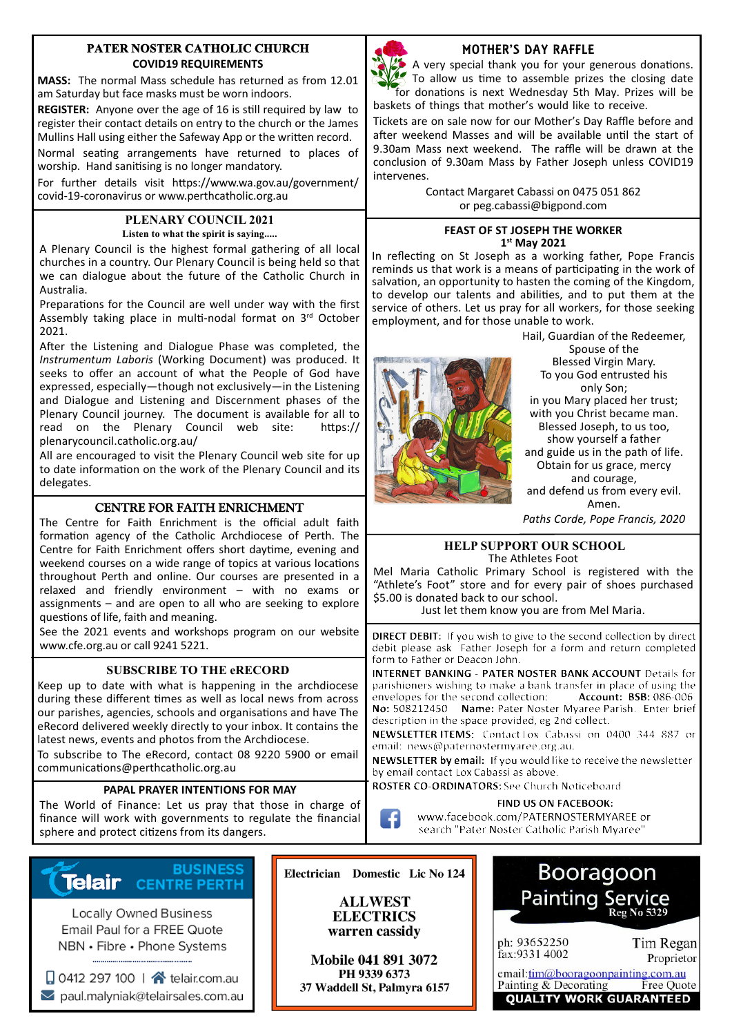## PATER NOSTER CATHOLIC CHURCH

### COVID19 REQUIREMENTS

**MASS:** The normal Mass schedule has returned as from 12.01 am Saturday but face masks must be worn indoors.

**REGISTER:** Anyone over the age of 16 is still required by law to register their contact details on entry to the church or the James Mullins Hall using either the Safeway App or the written record.

Normal seating arrangements have returned to places of worship. Hand sanitising is no longer mandatory.

For further details visit https://www.wa.gov.au/government/covid-19-coronavirus or www.perthcatholic.org.au

## PLENARY COUNCIL 2021

**Listen to what the spirit is saying.....**

A Plenary Council is the highest formal gathering of all local churches in a country. Our Plenary Council is being held so that we can dialogue about the future of the Catholic Church in Australia.

Preparations for the Council are well under way with the first Assembly taking place in multi-nodal format on 3rd October 2021.

After the Listening and Dialogue Phase was completed, the *Instrumentum Laboris* (Working Document) was produced. It seeks to offer an account of what the People of God have expressed, especially—though not exclusively—in the Listening and Dialogue and Listening and Discernment phases of the Plenary Council journey. The document is available for all to read on the Plenary Council web site: https://plenarycouncil.catholic.org.au/

All are encouraged to visit the Plenary Council web site for up to date information on the work of the Plenary Council and its delegates.

## CENTRE FOR FAITH ENRICHMENT

The Centre for Faith Enrichment is the official adult faith formation agency of the Catholic Archdiocese of Perth. The Centre for Faith Enrichment offers short daytime, evening and weekend courses on a wide range of topics at various locations throughout Perth and online. Our courses are presented in a relaxed and friendly environment – with no exams or assignments – and are open to all who are seeking to explore questions of life, faith and meaning.

See the 2021 events and workshops program on our website www.cfe.org.au or call 9241 5221.

## SUBSCRIBE TO THE eRECORD

Keep up to date with what is happening in the archdiocese during these different times as well as local news from across our parishes, agencies, schools and organisations and have The eRecord delivered weekly directly to your inbox. It contains the latest news, events and photos from the Archdiocese.

To subscribe to The eRecord, contact 08 9220 5900 or email communications@perthcatholic.org.au

## PAPAL PRAYER INTENTIONS FOR MAY

The World of Finance: Let us pray that those in charge of finance will work with governments to regulate the financial sphere and protect citizens from its dangers.

## MOTHER'S DAY RAFFLE

A very special thank you for your generous donations. To allow us time to assemble prizes the closing date for donations is next Wednesday 5th May. Prizes will be baskets of things that mother's would like to receive.

Tickets are on sale now for our Mother's Day Raffle before and after weekend Masses and will be available until the start of 9.30am Mass next weekend. The raffle will be drawn at the conclusion of 9.30am Mass by Father Joseph unless COVID19 intervenes.

Contact Margaret Cabassi on 0475 051 862 or peg.cabassi@bigpond.com

## FEAST OF ST JOSEPH THE WORKER

### 1st May 2021

In reflecting on St Joseph as a working father, Pope Francis reminds us that work is a means of participating in the work of salvation, an opportunity to hasten the coming of the Kingdom, to develop our talents and abilities, and to put them at the service of others. Let us pray for all workers, for those seeking employment, and for those unable to work.

Hail, Guardian of the Redeemer,
Spouse of the
Blessed Virgin Mary.
To you God entrusted his
only Son;
in you Mary placed her trust;
with you Christ became man.
Blessed Joseph, to us too,
show yourself a father
and guide us in the path of life.
Obtain for us grace, mercy
and courage,
and defend us from every evil.
Amen.

*Paths Corde, Pope Francis, 2020*

## HELP SUPPORT OUR SCHOOL

The Athletes Foot

Mel Maria Catholic Primary School is registered with the "Athlete's Foot" store and for every pair of shoes purchased $5.00 is donated back to our school.

Just let them know you are from Mel Maria.

**DIRECT DEBIT**: If you wish to give to the second collection by direct debit please ask Father Joseph for a form and return completed form to Father or Deacon John.

**INTERNET BANKING - PATER NOSTER BANK ACCOUNT** Details for parishioners wishing to make a bank transfer in place of using the envelopes for the second collection: **Account: BSB:** 086-006 **No:** 508212450 **Name:** Pater Noster Myaree Parish. Enter brief description in the space provided, eg 2nd collect.

**NEWSLETTER ITEMS**: Contact Lox Cabassi on 0400 344 887 or email: news@paternostermyaree.org.au.

**NEWSLETTER by email:** If you would like to receive the newsletter by email contact Lox Cabassi as above.

**ROSTER CO-ORDINATORS:** See Church Noticeboard

**FIND US ON FACEBOOK:**
www.facebook.com/PATERNOSTERMYAREE or search "Pater Noster Catholic Parish Myaree"

---

**Telair BUSINESS CENTRE PERTH**

Locally Owned Business
Email Paul for a FREE Quote
NBN • Fibre • Phone Systems

0412 297 100 | telair.com.au
paul.malyniak@telairsales.com.au

---

**Electrician Domestic Lic No 124**

**ALLWEST ELECTRICS**
**warren cassidy**

**Mobile 041 891 3072**
**PH 9339 6373**
**37 Waddell St, Palmyra 6157**

---

**Booragoon Painting Service**
Reg No 5329

ph: 93652250
fax:9331 4002

Tim Regan
Proprietor

email: tim@booragoonpainting.com.au
Painting & Decorating — Free Quote

**QUALITY WORK GUARANTEED**